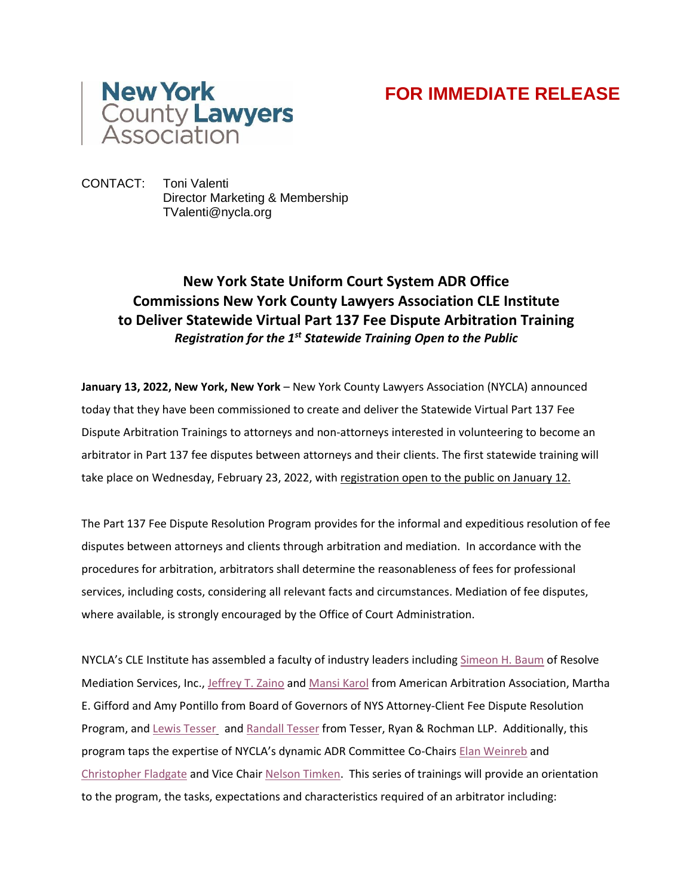New York County Lawyers Association

**FOR IMMEDIATE RELEASE**

CONTACT: Toni Valenti
Director Marketing & Membership
TValenti@nycla.org

# New York State Uniform Court System ADR Office Commissions New York County Lawyers Association CLE Institute to Deliver Statewide Virtual Part 137 Fee Dispute Arbitration Training

***Registration for the 1st Statewide Training Open to the Public***

**January 13, 2022, New York, New York** – New York County Lawyers Association (NYCLA) announced today that they have been commissioned to create and deliver the Statewide Virtual Part 137 Fee Dispute Arbitration Trainings to attorneys and non-attorneys interested in volunteering to become an arbitrator in Part 137 fee disputes between attorneys and their clients. The first statewide training will take place on Wednesday, February 23, 2022, with registration open to the public on January 12.

The Part 137 Fee Dispute Resolution Program provides for the informal and expeditious resolution of fee disputes between attorneys and clients through arbitration and mediation. In accordance with the procedures for arbitration, arbitrators shall determine the reasonableness of fees for professional services, including costs, considering all relevant facts and circumstances. Mediation of fee disputes, where available, is strongly encouraged by the Office of Court Administration.

NYCLA's CLE Institute has assembled a faculty of industry leaders including Simeon H. Baum of Resolve Mediation Services, Inc., Jeffrey T. Zaino and Mansi Karol from American Arbitration Association, Martha E. Gifford and Amy Pontillo from Board of Governors of NYS Attorney-Client Fee Dispute Resolution Program, and Lewis Tesser and Randall Tesser from Tesser, Ryan & Rochman LLP. Additionally, this program taps the expertise of NYCLA's dynamic ADR Committee Co-Chairs Elan Weinreb and Christopher Fladgate and Vice Chair Nelson Timken. This series of trainings will provide an orientation to the program, the tasks, expectations and characteristics required of an arbitrator including: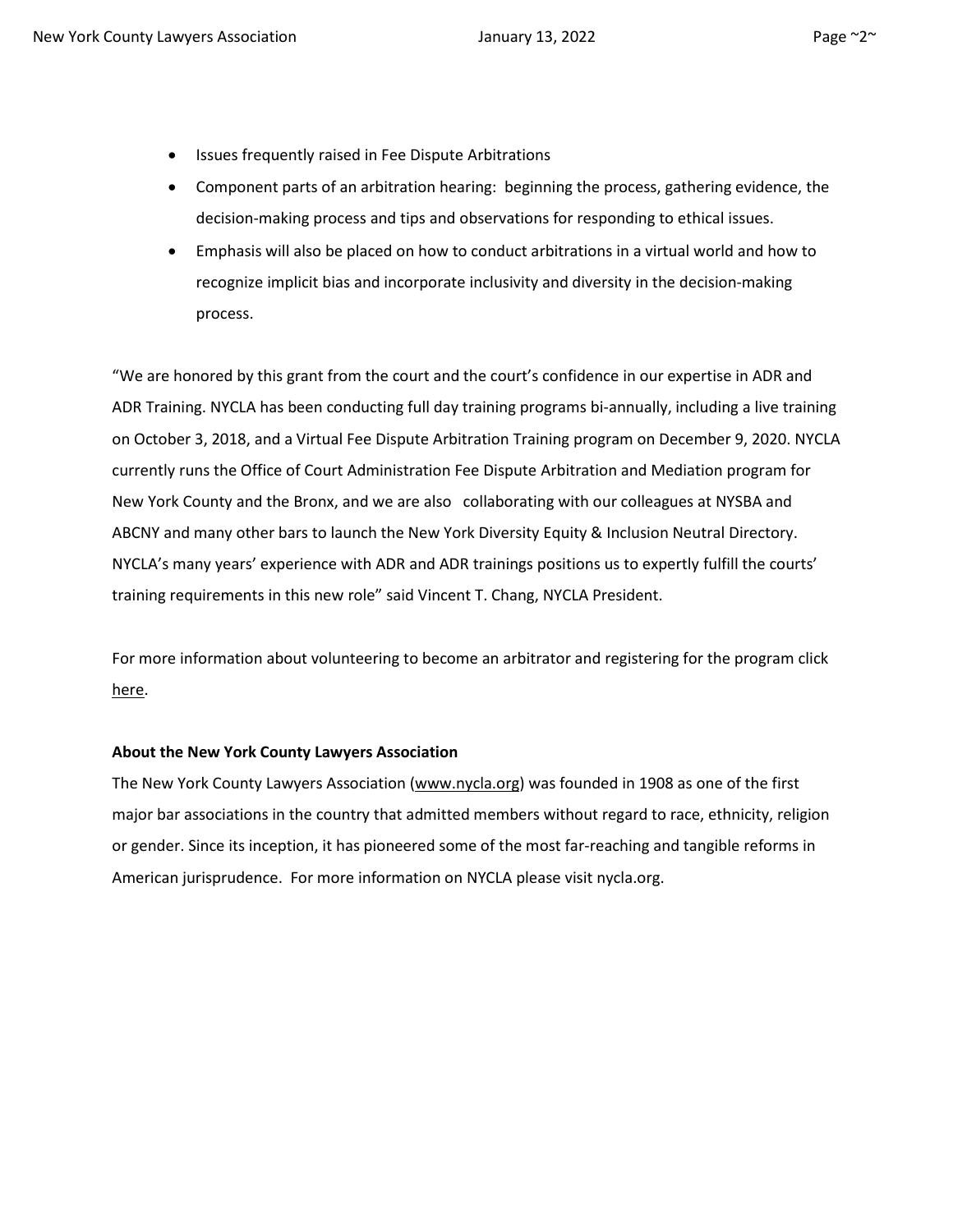- Issues frequently raised in Fee Dispute Arbitrations
- Component parts of an arbitration hearing: beginning the process, gathering evidence, the decision-making process and tips and observations for responding to ethical issues.
- Emphasis will also be placed on how to conduct arbitrations in a virtual world and how to recognize implicit bias and incorporate inclusivity and diversity in the decision-making process.

"We are honored by this grant from the court and the court's confidence in our expertise in ADR and ADR Training. NYCLA has been conducting full day training programs bi-annually, including a live training on October 3, 2018, and a Virtual Fee Dispute Arbitration Training program on December 9, 2020. NYCLA currently runs the Office of Court Administration Fee Dispute Arbitration and Mediation program for New York County and the Bronx, and we are also collaborating with our colleagues at NYSBA and ABCNY and many other bars to launch the New York Diversity Equity & Inclusion Neutral Directory. NYCLA's many years' experience with ADR and ADR trainings positions us to expertly fulfill the courts' training requirements in this new role" said Vincent T. Chang, NYCLA President.

For more information about volunteering to become an arbitrator and registering for the program click here.

**About the New York County Lawyers Association**

The New York County Lawyers Association (www.nycla.org) was founded in 1908 as one of the first major bar associations in the country that admitted members without regard to race, ethnicity, religion or gender. Since its inception, it has pioneered some of the most far-reaching and tangible reforms in American jurisprudence. For more information on NYCLA please visit nycla.org.